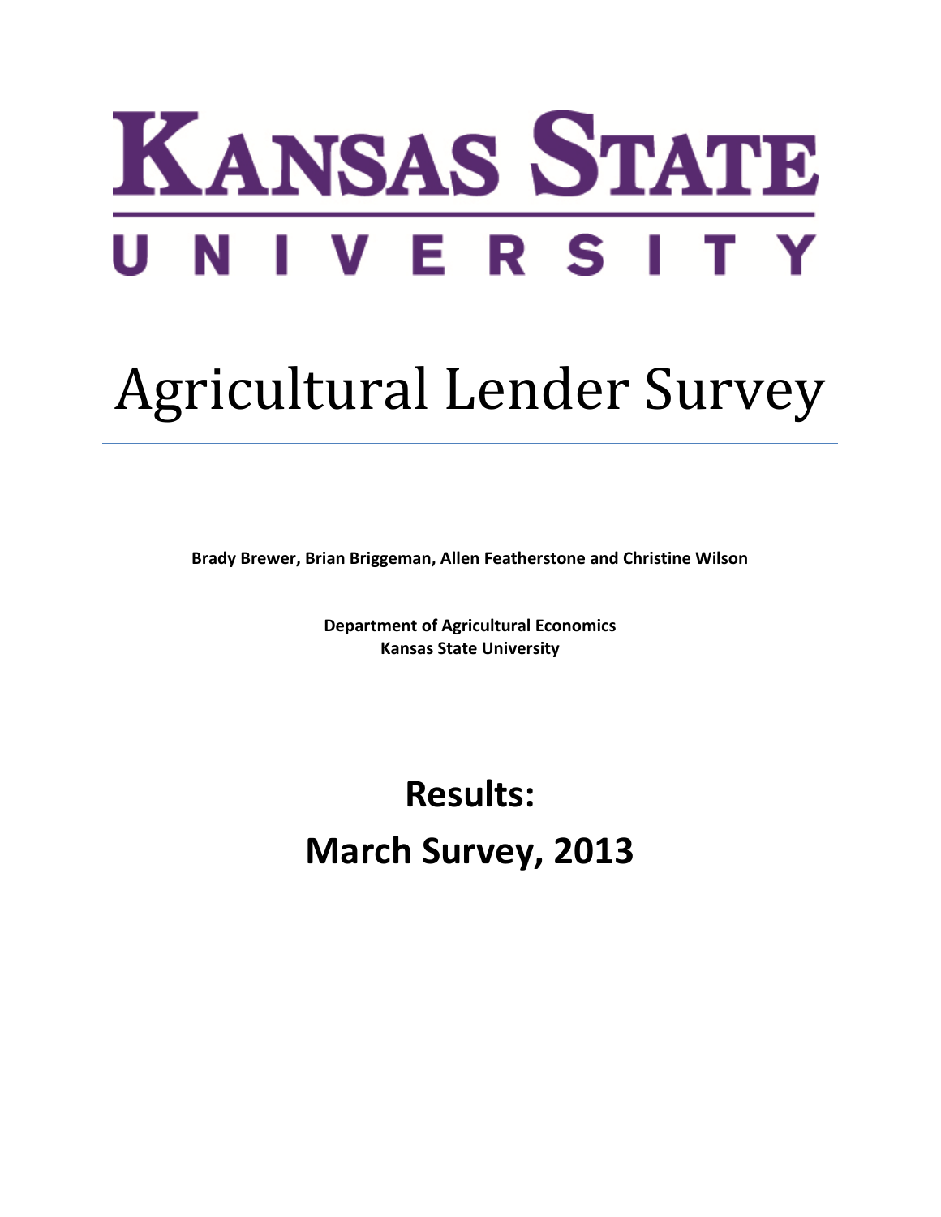# Kansas State University

# Agricultural Lender Survey

**Brady Brewer, Brian Briggeman, Allen Featherstone and Christine Wilson**

**Department of Agricultural Economics**
**Kansas State University**

## Results:

## March Survey, 2013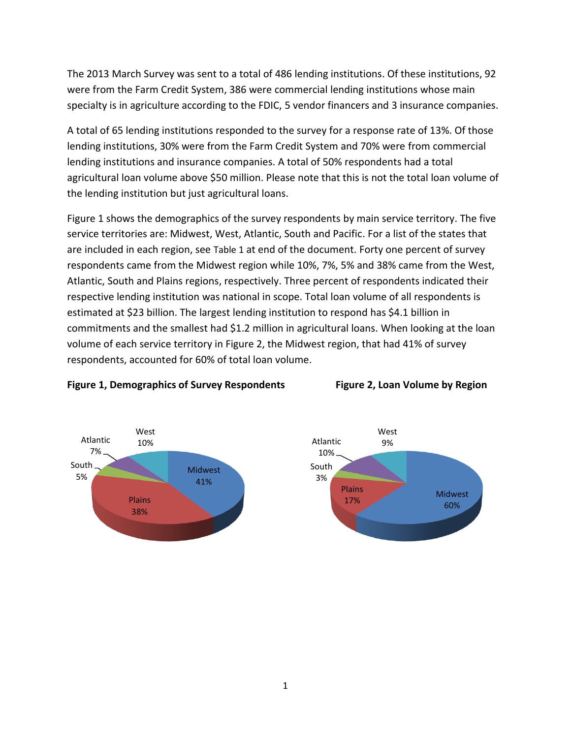The 2013 March Survey was sent to a total of 486 lending institutions. Of these institutions, 92 were from the Farm Credit System, 386 were commercial lending institutions whose main specialty is in agriculture according to the FDIC, 5 vendor financers and 3 insurance companies.

A total of 65 lending institutions responded to the survey for a response rate of 13%. Of those lending institutions, 30% were from the Farm Credit System and 70% were from commercial lending institutions and insurance companies. A total of 50% respondents had a total agricultural loan volume above $50 million. Please note that this is not the total loan volume of the lending institution but just agricultural loans.

Figure 1 shows the demographics of the survey respondents by main service territory. The five service territories are: Midwest, West, Atlantic, South and Pacific. For a list of the states that are included in each region, see Table 1 at end of the document. Forty one percent of survey respondents came from the Midwest region while 10%, 7%, 5% and 38% came from the West, Atlantic, South and Plains regions, respectively. Three percent of respondents indicated their respective lending institution was national in scope. Total loan volume of all respondents is estimated at $23 billion. The largest lending institution to respond has $4.1 billion in commitments and the smallest had $1.2 million in agricultural loans. When looking at the loan volume of each service territory in Figure 2, the Midwest region, that had 41% of survey respondents, accounted for 60% of total loan volume.

**Figure 1, Demographics of Survey Respondents**

| Region | Share |
|---|---|
| Midwest | 41% |
| Plains | 38% |
| West | 10% |
| Atlantic | 7% |
| South | 5% |

**Figure 2, Loan Volume by Region**

| Region | Share |
|---|---|
| Midwest | 60% |
| Plains | 17% |
| Atlantic | 10% |
| West | 9% |
| South | 3% |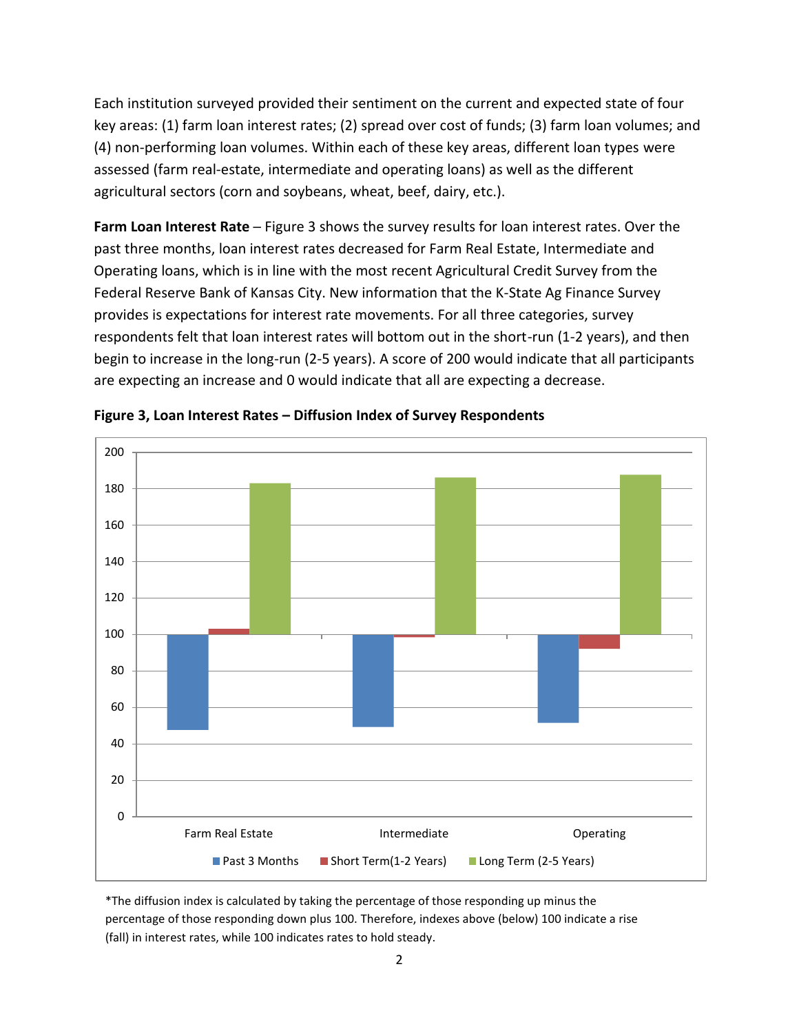Each institution surveyed provided their sentiment on the current and expected state of four key areas: (1) farm loan interest rates; (2) spread over cost of funds; (3) farm loan volumes; and (4) non-performing loan volumes. Within each of these key areas, different loan types were assessed (farm real-estate, intermediate and operating loans) as well as the different agricultural sectors (corn and soybeans, wheat, beef, dairy, etc.).

**Farm Loan Interest Rate** – Figure 3 shows the survey results for loan interest rates. Over the past three months, loan interest rates decreased for Farm Real Estate, Intermediate and Operating loans, which is in line with the most recent Agricultural Credit Survey from the Federal Reserve Bank of Kansas City. New information that the K-State Ag Finance Survey provides is expectations for interest rate movements. For all three categories, survey respondents felt that loan interest rates will bottom out in the short-run (1-2 years), and then begin to increase in the long-run (2-5 years). A score of 200 would indicate that all participants are expecting an increase and 0 would indicate that all are expecting a decrease.

**Figure 3, Loan Interest Rates – Diffusion Index of Survey Respondents**

*The diffusion index is calculated by taking the percentage of those responding up minus the percentage of those responding down plus 100. Therefore, indexes above (below) 100 indicate a rise (fall) in interest rates, while 100 indicates rates to hold steady.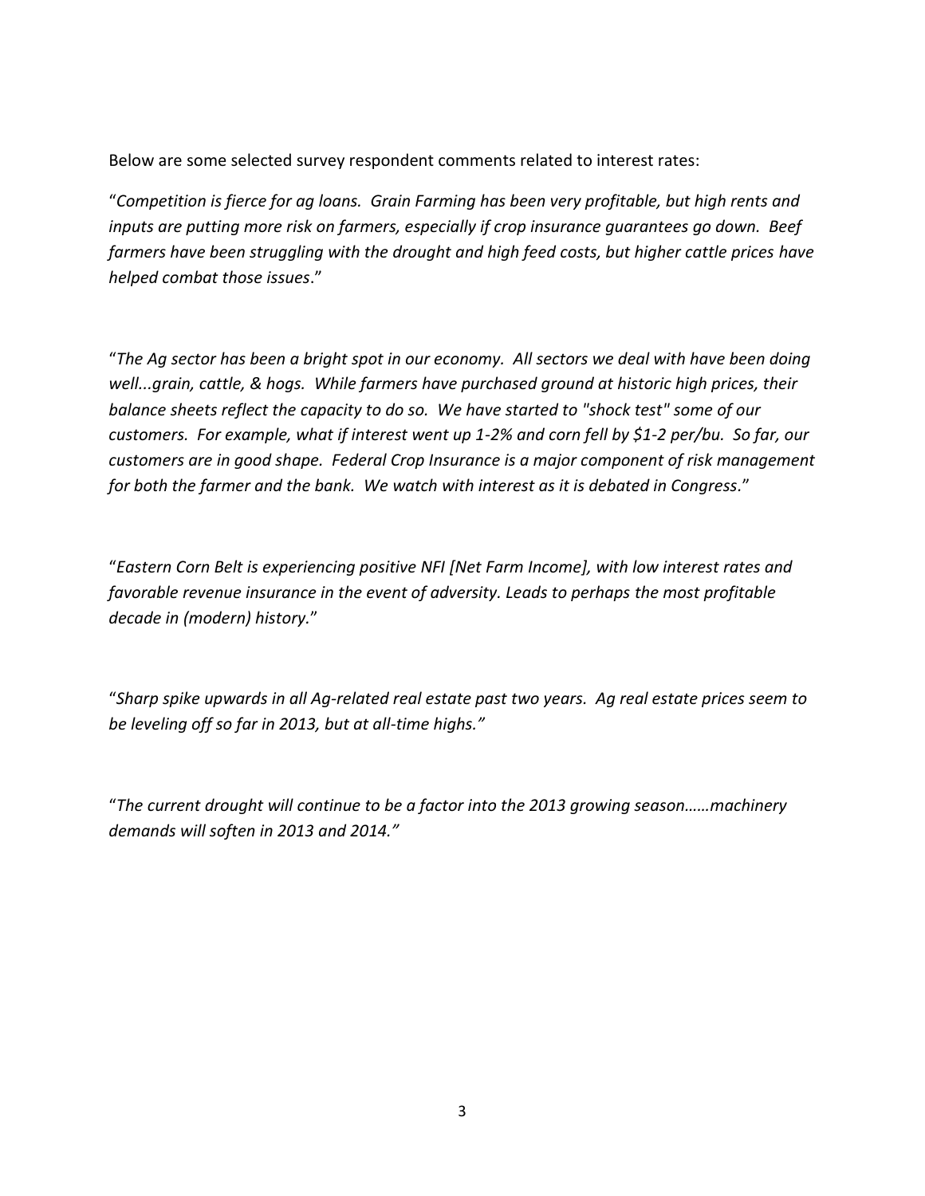Below are some selected survey respondent comments related to interest rates:

"*Competition is fierce for ag loans. Grain Farming has been very profitable, but high rents and inputs are putting more risk on farmers, especially if crop insurance guarantees go down. Beef farmers have been struggling with the drought and high feed costs, but higher cattle prices have helped combat those issues*."

"*The Ag sector has been a bright spot in our economy. All sectors we deal with have been doing well...grain, cattle, & hogs. While farmers have purchased ground at historic high prices, their balance sheets reflect the capacity to do so. We have started to "shock test" some of our customers. For example, what if interest went up 1-2% and corn fell by $1-2 per/bu. So far, our customers are in good shape. Federal Crop Insurance is a major component of risk management for both the farmer and the bank. We watch with interest as it is debated in Congress.*"

"*Eastern Corn Belt is experiencing positive NFI [Net Farm Income], with low interest rates and favorable revenue insurance in the event of adversity. Leads to perhaps the most profitable decade in (modern) history.*"

"*Sharp spike upwards in all Ag-related real estate past two years. Ag real estate prices seem to be leveling off so far in 2013, but at all-time highs.*"

"*The current drought will continue to be a factor into the 2013 growing season……machinery demands will soften in 2013 and 2014.*"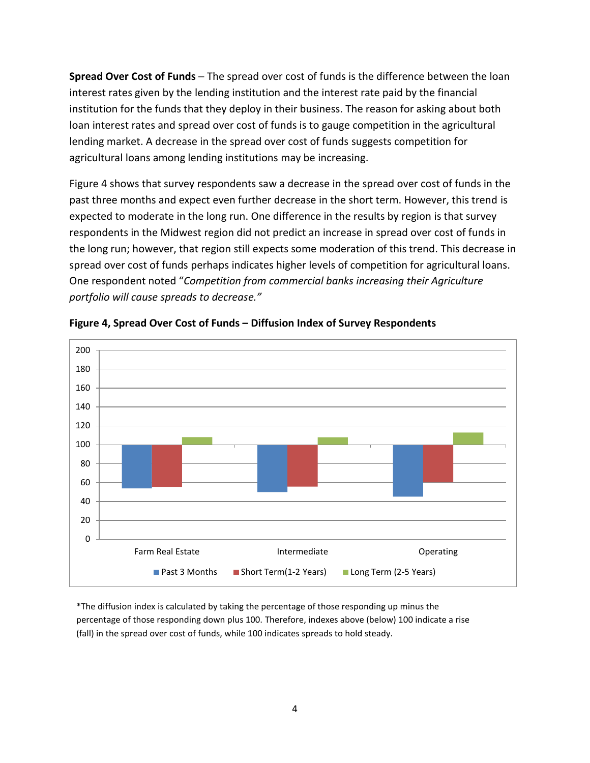**Spread Over Cost of Funds** – The spread over cost of funds is the difference between the loan interest rates given by the lending institution and the interest rate paid by the financial institution for the funds that they deploy in their business. The reason for asking about both loan interest rates and spread over cost of funds is to gauge competition in the agricultural lending market. A decrease in the spread over cost of funds suggests competition for agricultural loans among lending institutions may be increasing.

Figure 4 shows that survey respondents saw a decrease in the spread over cost of funds in the past three months and expect even further decrease in the short term. However, this trend is expected to moderate in the long run. One difference in the results by region is that survey respondents in the Midwest region did not predict an increase in spread over cost of funds in the long run; however, that region still expects some moderation of this trend. This decrease in spread over cost of funds perhaps indicates higher levels of competition for agricultural loans. One respondent noted "*Competition from commercial banks increasing their Agriculture portfolio will cause spreads to decrease."*

**Figure 4, Spread Over Cost of Funds – Diffusion Index of Survey Respondents**

*The diffusion index is calculated by taking the percentage of those responding up minus the percentage of those responding down plus 100. Therefore, indexes above (below) 100 indicate a rise (fall) in the spread over cost of funds, while 100 indicates spreads to hold steady.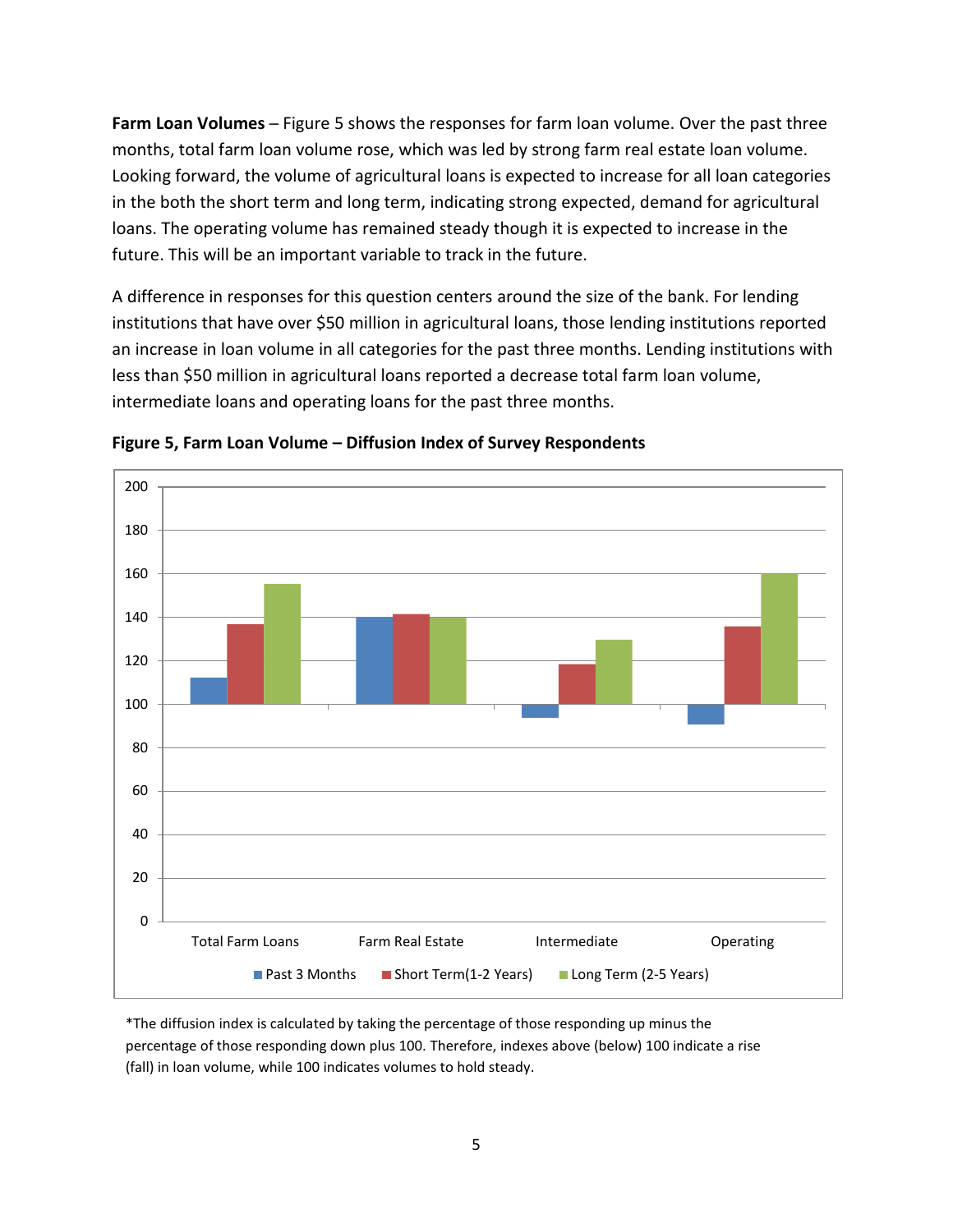**Farm Loan Volumes** – Figure 5 shows the responses for farm loan volume. Over the past three months, total farm loan volume rose, which was led by strong farm real estate loan volume. Looking forward, the volume of agricultural loans is expected to increase for all loan categories in the both the short term and long term, indicating strong expected, demand for agricultural loans. The operating volume has remained steady though it is expected to increase in the future. This will be an important variable to track in the future.

A difference in responses for this question centers around the size of the bank. For lending institutions that have over $50 million in agricultural loans, those lending institutions reported an increase in loan volume in all categories for the past three months. Lending institutions with less than $50 million in agricultural loans reported a decrease total farm loan volume, intermediate loans and operating loans for the past three months.

**Figure 5, Farm Loan Volume – Diffusion Index of Survey Respondents**

*The diffusion index is calculated by taking the percentage of those responding up minus the percentage of those responding down plus 100. Therefore, indexes above (below) 100 indicate a rise (fall) in loan volume, while 100 indicates volumes to hold steady.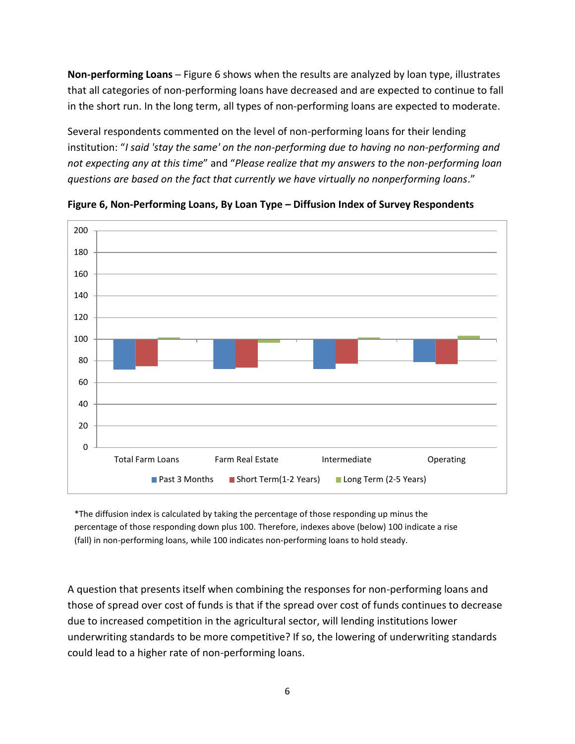**Non-performing Loans** – Figure 6 shows when the results are analyzed by loan type, illustrates that all categories of non-performing loans have decreased and are expected to continue to fall in the short run. In the long term, all types of non-performing loans are expected to moderate.

Several respondents commented on the level of non-performing loans for their lending institution: "*I said 'stay the same' on the non-performing due to having no non-performing and not expecting any at this time*" and "*Please realize that my answers to the non-performing loan questions are based on the fact that currently we have virtually no nonperforming loans*."

**Figure 6, Non-Performing Loans, By Loan Type – Diffusion Index of Survey Respondents**

*The diffusion index is calculated by taking the percentage of those responding up minus the percentage of those responding down plus 100. Therefore, indexes above (below) 100 indicate a rise (fall) in non-performing loans, while 100 indicates non-performing loans to hold steady.

A question that presents itself when combining the responses for non-performing loans and those of spread over cost of funds is that if the spread over cost of funds continues to decrease due to increased competition in the agricultural sector, will lending institutions lower underwriting standards to be more competitive? If so, the lowering of underwriting standards could lead to a higher rate of non-performing loans.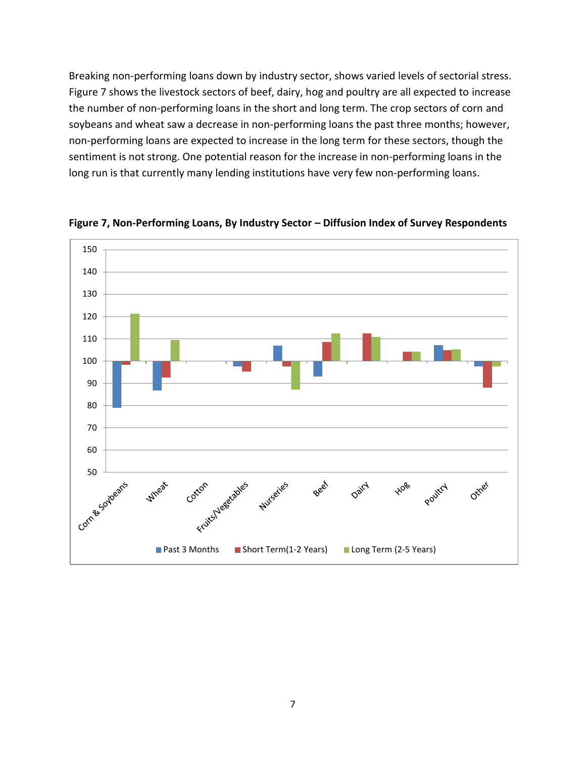Breaking non-performing loans down by industry sector, shows varied levels of sectorial stress. Figure 7 shows the livestock sectors of beef, dairy, hog and poultry are all expected to increase the number of non-performing loans in the short and long term. The crop sectors of corn and soybeans and wheat saw a decrease in non-performing loans the past three months; however, non-performing loans are expected to increase in the long term for these sectors, though the sentiment is not strong. One potential reason for the increase in non-performing loans in the long run is that currently many lending institutions have very few non-performing loans.

**Figure 7, Non-Performing Loans, By Industry Sector – Diffusion Index of Survey Respondents**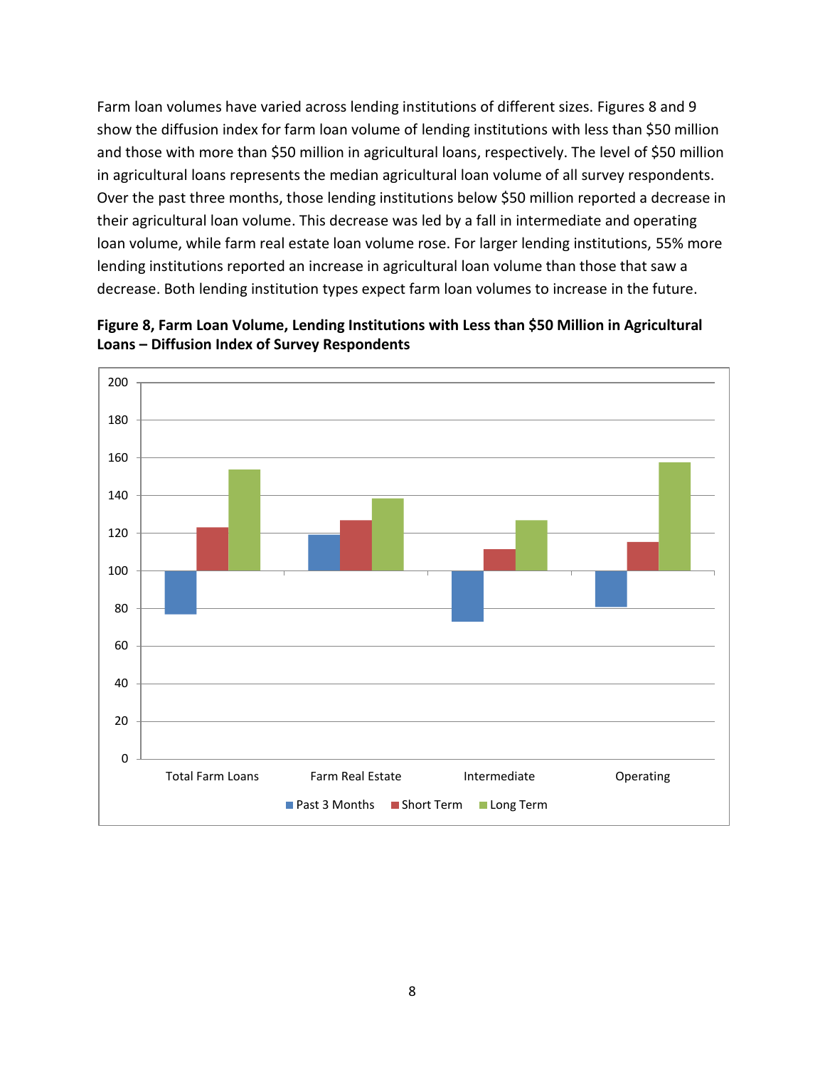Farm loan volumes have varied across lending institutions of different sizes. Figures 8 and 9 show the diffusion index for farm loan volume of lending institutions with less than $50 million and those with more than $50 million in agricultural loans, respectively. The level of $50 million in agricultural loans represents the median agricultural loan volume of all survey respondents. Over the past three months, those lending institutions below $50 million reported a decrease in their agricultural loan volume. This decrease was led by a fall in intermediate and operating loan volume, while farm real estate loan volume rose. For larger lending institutions, 55% more lending institutions reported an increase in agricultural loan volume than those that saw a decrease. Both lending institution types expect farm loan volumes to increase in the future.

**Figure 8, Farm Loan Volume, Lending Institutions with Less than $50 Million in Agricultural Loans – Diffusion Index of Survey Respondents**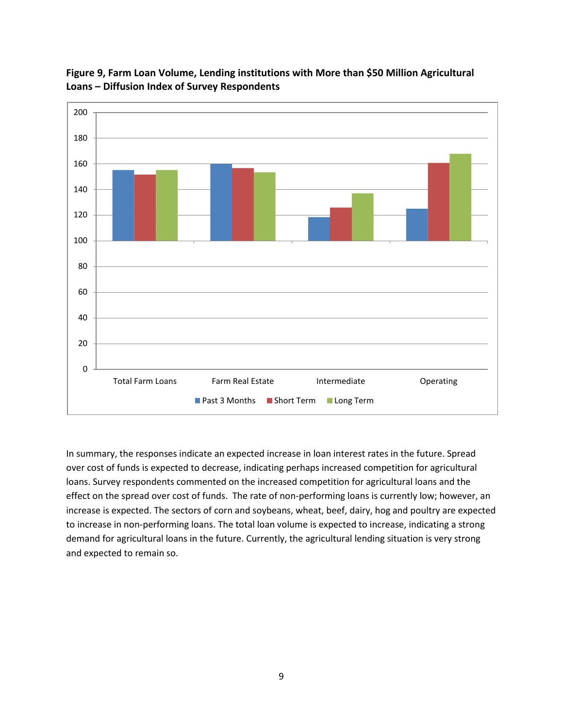**Figure 9, Farm Loan Volume, Lending institutions with More than $50 Million Agricultural Loans – Diffusion Index of Survey Respondents**

In summary, the responses indicate an expected increase in loan interest rates in the future. Spread over cost of funds is expected to decrease, indicating perhaps increased competition for agricultural loans. Survey respondents commented on the increased competition for agricultural loans and the effect on the spread over cost of funds. The rate of non-performing loans is currently low; however, an increase is expected. The sectors of corn and soybeans, wheat, beef, dairy, hog and poultry are expected to increase in non-performing loans. The total loan volume is expected to increase, indicating a strong demand for agricultural loans in the future. Currently, the agricultural lending situation is very strong and expected to remain so.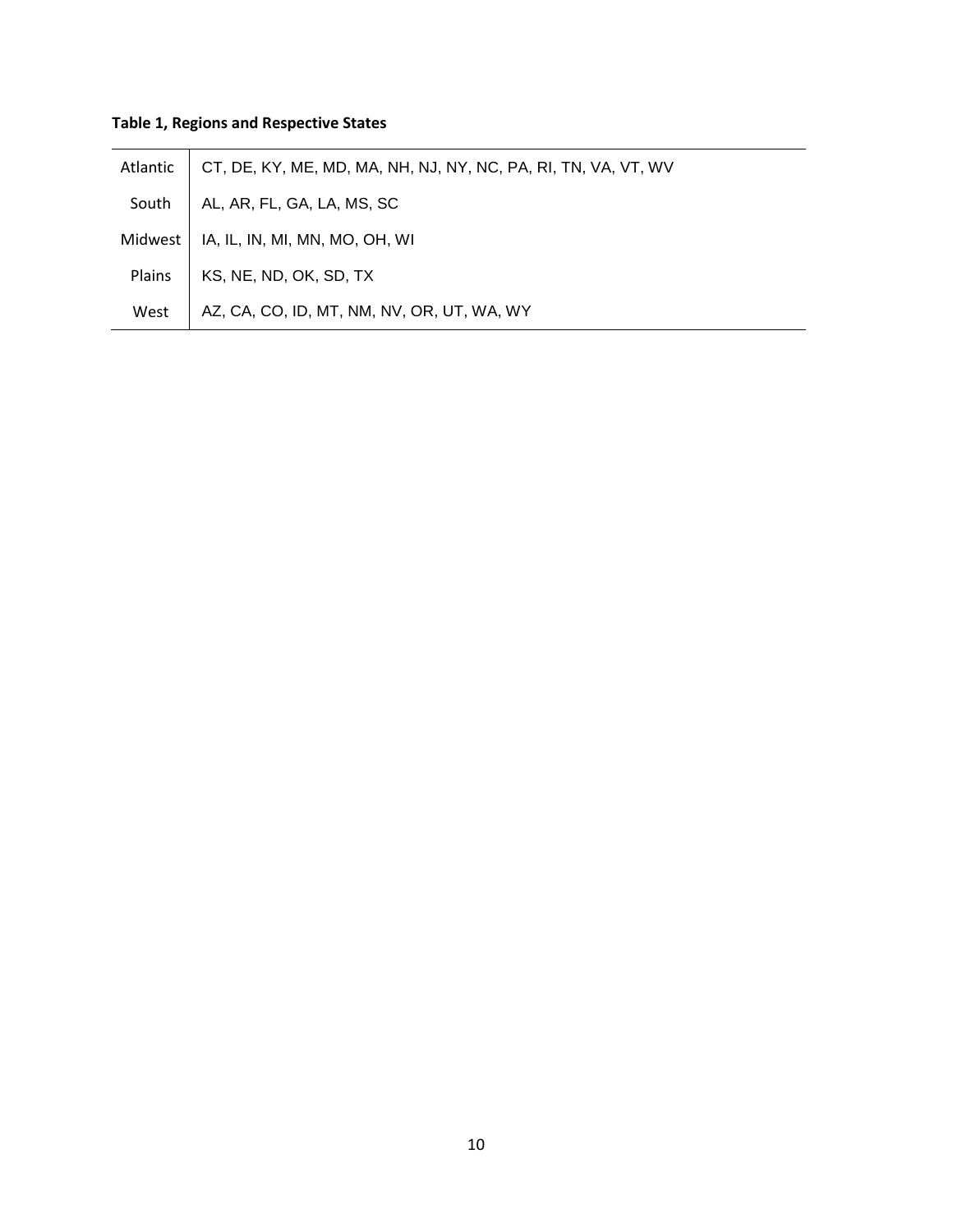**Table 1, Regions and Respective States**

| | |
|---|---|
| Atlantic | CT, DE, KY, ME, MD, MA, NH, NJ, NY, NC, PA, RI, TN, VA, VT, WV |
| South | AL, AR, FL, GA, LA, MS, SC |
| Midwest | IA, IL, IN, MI, MN, MO, OH, WI |
| Plains | KS, NE, ND, OK, SD, TX |
| West | AZ, CA, CO, ID, MT, NM, NV, OR, UT, WA, WY |